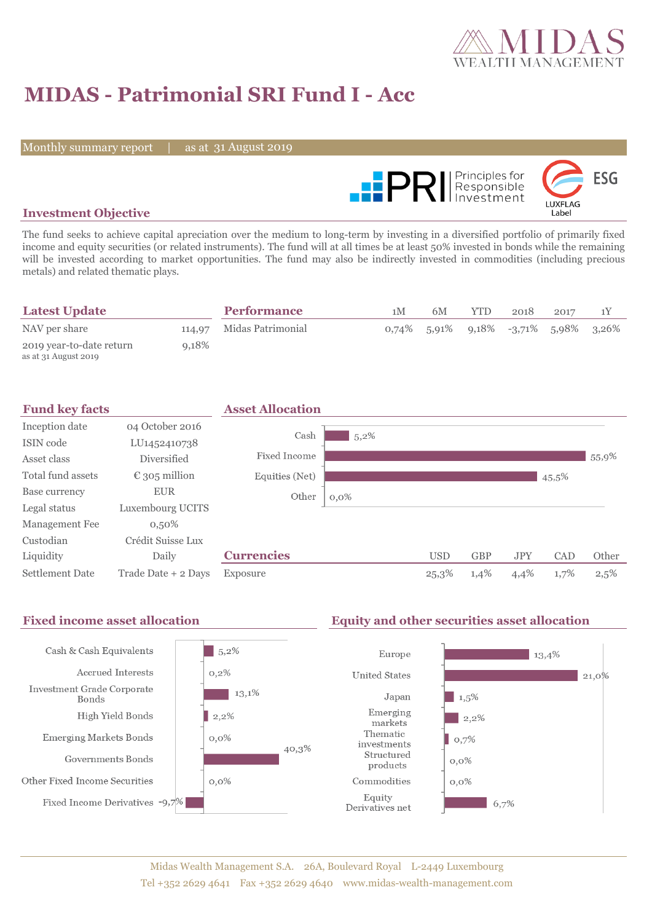# MIDAS - Patrimonial SRI Fund I - Acc

Monthly summary report | as at 31 August 2019

## Investment Objective

The fund seeks to achieve capital apreciation over the medium to long-term by investing in a diversified portfolio of primarily fixed income and equity securities (or related instruments). The fund will at all times be at least 50% invested in bonds while the remaining will be invested according to market opportunities. The fund may also be indirectly invested in commodities (including precious metals) and related thematic plays.

## Latest Update

| | |
|---|---|
| NAV per share | 114,97 |
| 2019 year-to-date return<br>as at 31 August 2019 | 9,18% |

## Performance

| | 1M | 6M | YTD | 2018 | 2017 | 1Y |
|---|---|---|---|---|---|---|
| Midas Patrimonial | 0,74% | 5,91% | 9,18% | -3,71% | 5,98% | 3,26% |

## Fund key facts

| | |
|---|---|
| Inception date | 04 October 2016 |
| ISIN code | LU1452410738 |
| Asset class | Diversified |
| Total fund assets | € 305 million |
| Base currency | EUR |
| Legal status | Luxembourg UCITS |
| Management Fee | 0,50% |
| Custodian | Crédit Suisse Lux |
| Liquidity | Daily |
| Settlement Date | Trade Date + 2 Days |

## Asset Allocation

| | |
|---|---|
| Cash | 5,2% |
| Fixed Income | 55,9% |
| Equities (Net) | 45,5% |
| Other | 0,0% |

## Currencies

| | USD | GBP | JPY | CAD | Other |
|---|---|---|---|---|---|
| Exposure | 25,3% | 1,4% | 4,4% | 1,7% | 2,5% |

## Fixed income asset allocation

| | |
|---|---|
| Cash & Cash Equivalents | 5,2% |
| Accrued Interests | 0,2% |
| Investment Grade Corporate Bonds | 13,1% |
| High Yield Bonds | 2,2% |
| Emerging Markets Bonds | 0,0% |
| Governments Bonds | 40,3% |
| Other Fixed Income Securities | 0,0% |
| Fixed Income Derivatives | -9,7% |

## Equity and other securities asset allocation

| | |
|---|---|
| Europe | 13,4% |
| United States | 21,0% |
| Japan | 1,5% |
| Emerging markets | 2,2% |
| Thematic investments | 0,7% |
| Structured products | 0,0% |
| Commodities | 0,0% |
| Equity Derivatives net | 6,7% |

Midas Wealth Management S.A. 26A, Boulevard Royal L-2449 Luxembourg
Tel +352 2629 4641 Fax +352 2629 4640 www.midas-wealth-management.com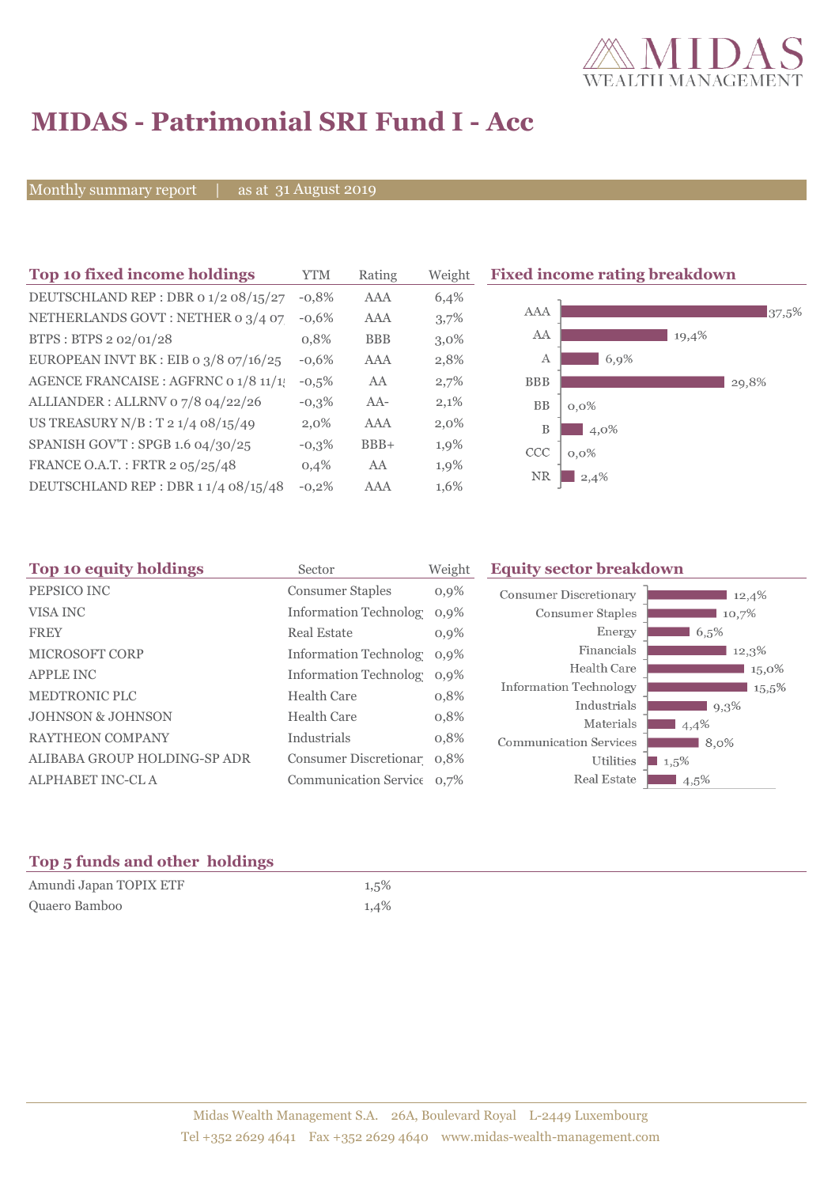# MIDAS - Patrimonial SRI Fund I - Acc

Monthly summary report | as at 31 August 2019

## Top 10 fixed income holdings

| Top 10 fixed income holdings | YTM | Rating | Weight |
|---|---|---|---|
| DEUTSCHLAND REP : DBR 0 1/2 08/15/27 | -0,8% | AAA | 6,4% |
| NETHERLANDS GOVT : NETHER 0 3/4 07 | -0,6% | AAA | 3,7% |
| BTPS : BTPS 2 02/01/28 | 0,8% | BBB | 3,0% |
| EUROPEAN INVT BK : EIB 0 3/8 07/16/25 | -0,6% | AAA | 2,8% |
| AGENCE FRANCAISE : AGFRNC 0 1/8 11/1 | -0,5% | AA | 2,7% |
| ALLIANDER : ALLRNV 0 7/8 04/22/26 | -0,3% | AA- | 2,1% |
| US TREASURY N/B : T 2 1/4 08/15/49 | 2,0% | AAA | 2,0% |
| SPANISH GOV'T : SPGB 1.6 04/30/25 | -0,3% | BBB+ | 1,9% |
| FRANCE O.A.T. : FRTR 2 05/25/48 | 0,4% | AA | 1,9% |
| DEUTSCHLAND REP : DBR 1 1/4 08/15/48 | -0,2% | AAA | 1,6% |

## Fixed income rating breakdown

| Rating | Weight |
|---|---|
| AAA | 37,5% |
| AA | 19,4% |
| A | 6,9% |
| BBB | 29,8% |
| BB | 0,0% |
| B | 4,0% |
| CCC | 0,0% |
| NR | 2,4% |

## Top 10 equity holdings

| Top 10 equity holdings | Sector | Weight |
|---|---|---|
| PEPSICO INC | Consumer Staples | 0,9% |
| VISA INC | Information Technolog | 0,9% |
| FREY | Real Estate | 0,9% |
| MICROSOFT CORP | Information Technolog | 0,9% |
| APPLE INC | Information Technolog | 0,9% |
| MEDTRONIC PLC | Health Care | 0,8% |
| JOHNSON & JOHNSON | Health Care | 0,8% |
| RAYTHEON COMPANY | Industrials | 0,8% |
| ALIBABA GROUP HOLDING-SP ADR | Consumer Discretionar | 0,8% |
| ALPHABET INC-CL A | Communication Service | 0,7% |

## Equity sector breakdown

| Sector | Weight |
|---|---|
| Consumer Discretionary | 12,4% |
| Consumer Staples | 10,7% |
| Energy | 6,5% |
| Financials | 12,3% |
| Health Care | 15,0% |
| Information Technology | 15,5% |
| Industrials | 9,3% |
| Materials | 4,4% |
| Communication Services | 8,0% |
| Utilities | 1,5% |
| Real Estate | 4,5% |

## Top 5 funds and other holdings

| Top 5 funds and other holdings | Weight |
|---|---|
| Amundi Japan TOPIX ETF | 1,5% |
| Quaero Bamboo | 1,4% |

Midas Wealth Management S.A. 26A, Boulevard Royal L-2449 Luxembourg
Tel +352 2629 4641 Fax +352 2629 4640 www.midas-wealth-management.com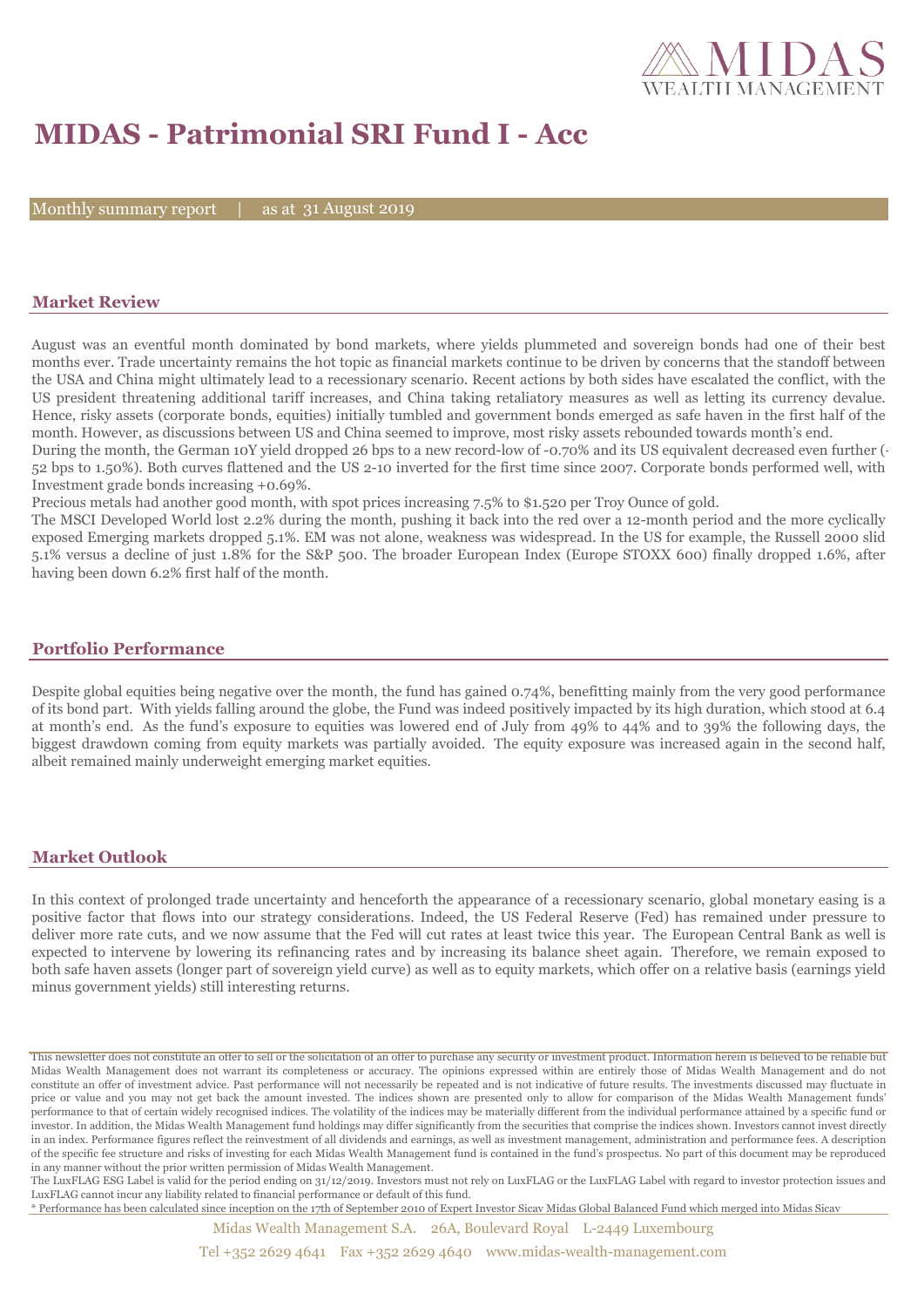# MIDAS - Patrimonial SRI Fund I - Acc

Monthly summary report | as at 31 August 2019

## Market Review

August was an eventful month dominated by bond markets, where yields plummeted and sovereign bonds had one of their best months ever. Trade uncertainty remains the hot topic as financial markets continue to be driven by concerns that the standoff between the USA and China might ultimately lead to a recessionary scenario. Recent actions by both sides have escalated the conflict, with the US president threatening additional tariff increases, and China taking retaliatory measures as well as letting its currency devalue. Hence, risky assets (corporate bonds, equities) initially tumbled and government bonds emerged as safe haven in the first half of the month. However, as discussions between US and China seemed to improve, most risky assets rebounded towards month's end.

During the month, the German 10Y yield dropped 26 bps to a new record-low of -0.70% and its US equivalent decreased even further (-52 bps to 1.50%). Both curves flattened and the US 2-10 inverted for the first time since 2007. Corporate bonds performed well, with Investment grade bonds increasing +0.69%.

Precious metals had another good month, with spot prices increasing 7.5% to $1.520 per Troy Ounce of gold.

The MSCI Developed World lost 2.2% during the month, pushing it back into the red over a 12-month period and the more cyclically exposed Emerging markets dropped 5.1%. EM was not alone, weakness was widespread. In the US for example, the Russell 2000 slid 5.1% versus a decline of just 1.8% for the S&P 500. The broader European Index (Europe STOXX 600) finally dropped 1.6%, after having been down 6.2% first half of the month.

## Portfolio Performance

Despite global equities being negative over the month, the fund has gained 0.74%, benefitting mainly from the very good performance of its bond part. With yields falling around the globe, the Fund was indeed positively impacted by its high duration, which stood at 6.4 at month's end. As the fund's exposure to equities was lowered end of July from 49% to 44% and to 39% the following days, the biggest drawdown coming from equity markets was partially avoided. The equity exposure was increased again in the second half, albeit remained mainly underweight emerging market equities.

## Market Outlook

In this context of prolonged trade uncertainty and henceforth the appearance of a recessionary scenario, global monetary easing is a positive factor that flows into our strategy considerations. Indeed, the US Federal Reserve (Fed) has remained under pressure to deliver more rate cuts, and we now assume that the Fed will cut rates at least twice this year. The European Central Bank as well is expected to intervene by lowering its refinancing rates and by increasing its balance sheet again. Therefore, we remain exposed to both safe haven assets (longer part of sovereign yield curve) as well as to equity markets, which offer on a relative basis (earnings yield minus government yields) still interesting returns.

This newsletter does not constitute an offer to sell or the solicitation of an offer to purchase any security or investment product. Information herein is believed to be reliable but Midas Wealth Management does not warrant its completeness or accuracy. The opinions expressed within are entirely those of Midas Wealth Management and do not constitute an offer of investment advice. Past performance will not necessarily be repeated and is not indicative of future results. The investments discussed may fluctuate in price or value and you may not get back the amount invested. The indices shown are presented only to allow for comparison of the Midas Wealth Management funds' performance to that of certain widely recognised indices. The volatility of the indices may be materially different from the individual performance attained by a specific fund or investor. In addition, the Midas Wealth Management fund holdings may differ significantly from the securities that comprise the indices shown. Investors cannot invest directly in an index. Performance figures reflect the reinvestment of all dividends and earnings, as well as investment management, administration and performance fees. A description of the specific fee structure and risks of investing for each Midas Wealth Management fund is contained in the fund's prospectus. No part of this document may be reproduced in any manner without the prior written permission of Midas Wealth Management.

The LuxFLAG ESG Label is valid for the period ending on 31/12/2019. Investors must not rely on LuxFLAG or the LuxFLAG Label with regard to investor protection issues and LuxFLAG cannot incur any liability related to financial performance or default of this fund.

* Performance has been calculated since inception on the 17th of September 2010 of Expert Investor Sicav Midas Global Balanced Fund which merged into Midas Sicav

Midas Wealth Management S.A. 26A, Boulevard Royal L-2449 Luxembourg

Tel +352 2629 4641 Fax +352 2629 4640 www.midas-wealth-management.com